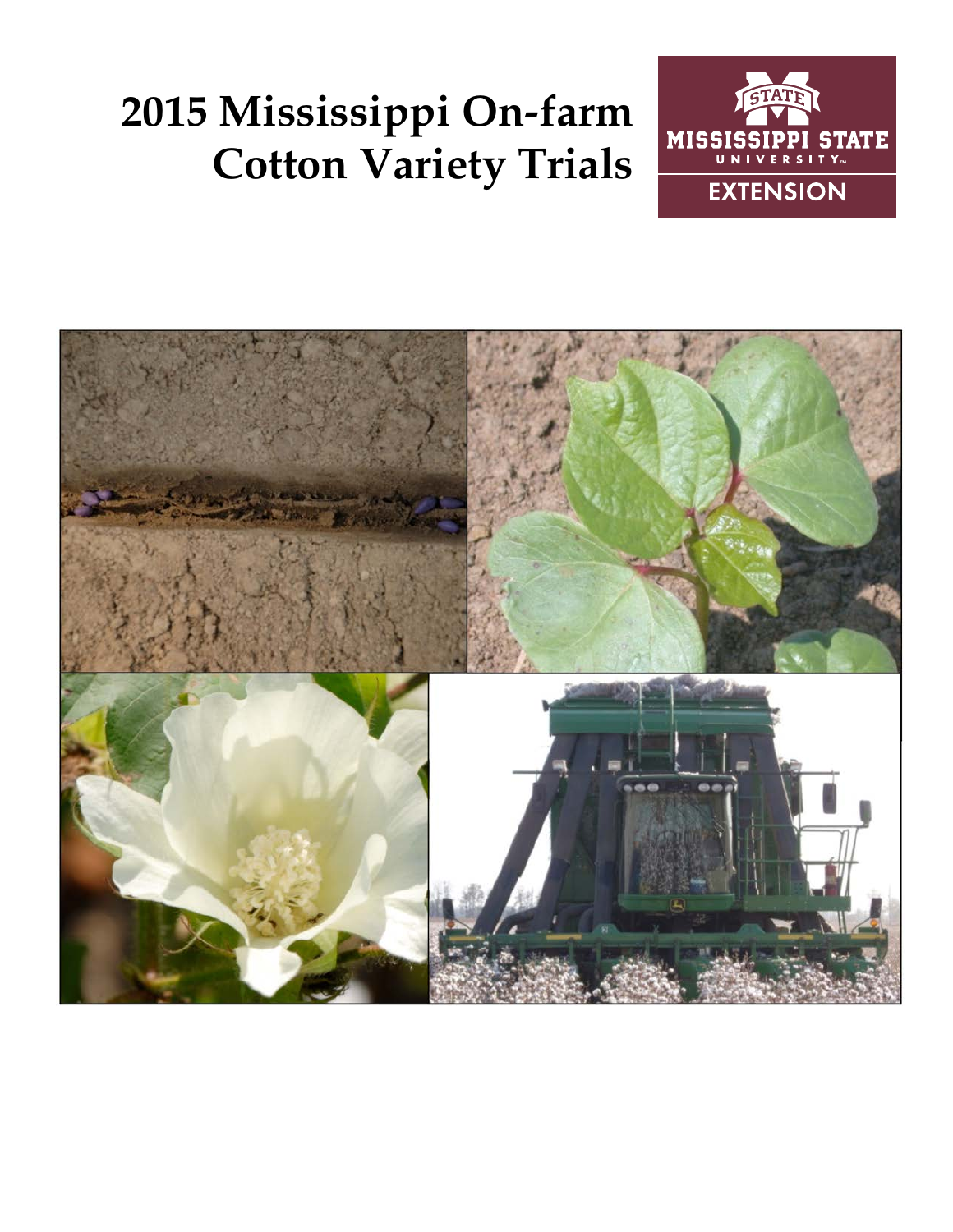# 2015 Mississippi On-farm Cotton Variety Trials

MISSISSIPPI STATE UNIVERSITY

EXTENSION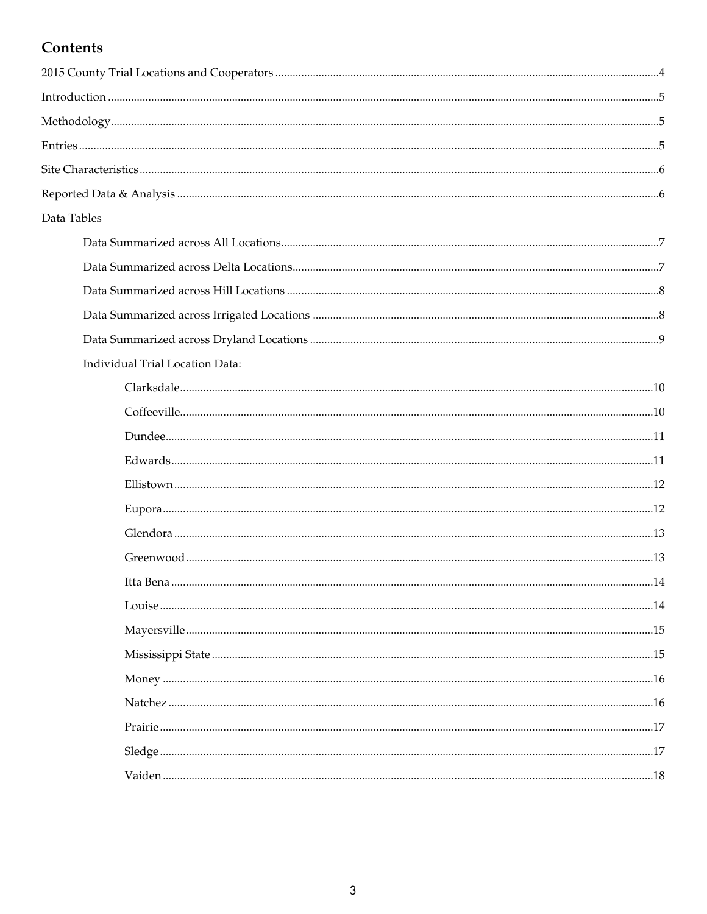## Contents

2015 County Trial Locations and Cooperators ........ 4

Introduction ........ 5

Methodology ........ 5

Entries ........ 5

Site Characteristics ........ 6

Reported Data & Analysis ........ 6

Data Tables

- Data Summarized across All Locations ........ 7
- Data Summarized across Delta Locations ........ 7
- Data Summarized across Hill Locations ........ 8
- Data Summarized across Irrigated Locations ........ 8
- Data Summarized across Dryland Locations ........ 9
- Individual Trial Location Data:
  - Clarksdale ........ 10
  - Coffeeville ........ 10
  - Dundee ........ 11
  - Edwards ........ 11
  - Ellistown ........ 12
  - Eupora ........ 12
  - Glendora ........ 13
  - Greenwood ........ 13
  - Itta Bena ........ 14
  - Louise ........ 14
  - Mayersville ........ 15
  - Mississippi State ........ 15
  - Money ........ 16
  - Natchez ........ 16
  - Prairie ........ 17
  - Sledge ........ 17
  - Vaiden ........ 18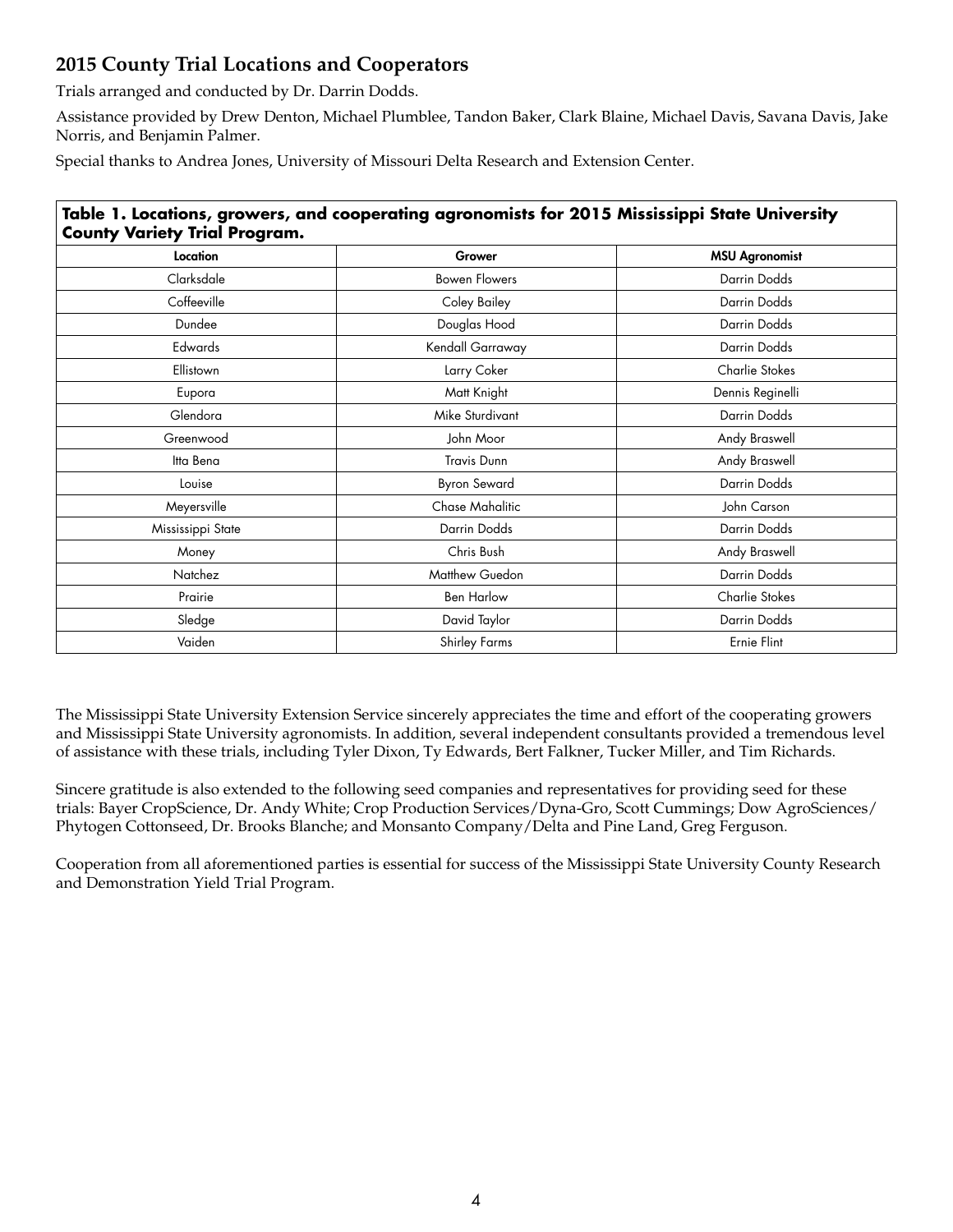## 2015 County Trial Locations and Cooperators

Trials arranged and conducted by Dr. Darrin Dodds.

Assistance provided by Drew Denton, Michael Plumblee, Tandon Baker, Clark Blaine, Michael Davis, Savana Davis, Jake Norris, and Benjamin Palmer.

Special thanks to Andrea Jones, University of Missouri Delta Research and Extension Center.

**Table 1. Locations, growers, and cooperating agronomists for 2015 Mississippi State University County Variety Trial Program.**

| Location | Grower | MSU Agronomist |
|---|---|---|
| Clarksdale | Bowen Flowers | Darrin Dodds |
| Coffeeville | Coley Bailey | Darrin Dodds |
| Dundee | Douglas Hood | Darrin Dodds |
| Edwards | Kendall Garraway | Darrin Dodds |
| Ellistown | Larry Coker | Charlie Stokes |
| Eupora | Matt Knight | Dennis Reginelli |
| Glendora | Mike Sturdivant | Darrin Dodds |
| Greenwood | John Moor | Andy Braswell |
| Itta Bena | Travis Dunn | Andy Braswell |
| Louise | Byron Seward | Darrin Dodds |
| Meyersville | Chase Mahalitic | John Carson |
| Mississippi State | Darrin Dodds | Darrin Dodds |
| Money | Chris Bush | Andy Braswell |
| Natchez | Matthew Guedon | Darrin Dodds |
| Prairie | Ben Harlow | Charlie Stokes |
| Sledge | David Taylor | Darrin Dodds |
| Vaiden | Shirley Farms | Ernie Flint |

The Mississippi State University Extension Service sincerely appreciates the time and effort of the cooperating growers and Mississippi State University agronomists. In addition, several independent consultants provided a tremendous level of assistance with these trials, including Tyler Dixon, Ty Edwards, Bert Falkner, Tucker Miller, and Tim Richards.

Sincere gratitude is also extended to the following seed companies and representatives for providing seed for these trials: Bayer CropScience, Dr. Andy White; Crop Production Services/Dyna-Gro, Scott Cummings; Dow AgroSciences/Phytogen Cottonseed, Dr. Brooks Blanche; and Monsanto Company/Delta and Pine Land, Greg Ferguson.

Cooperation from all aforementioned parties is essential for success of the Mississippi State University County Research and Demonstration Yield Trial Program.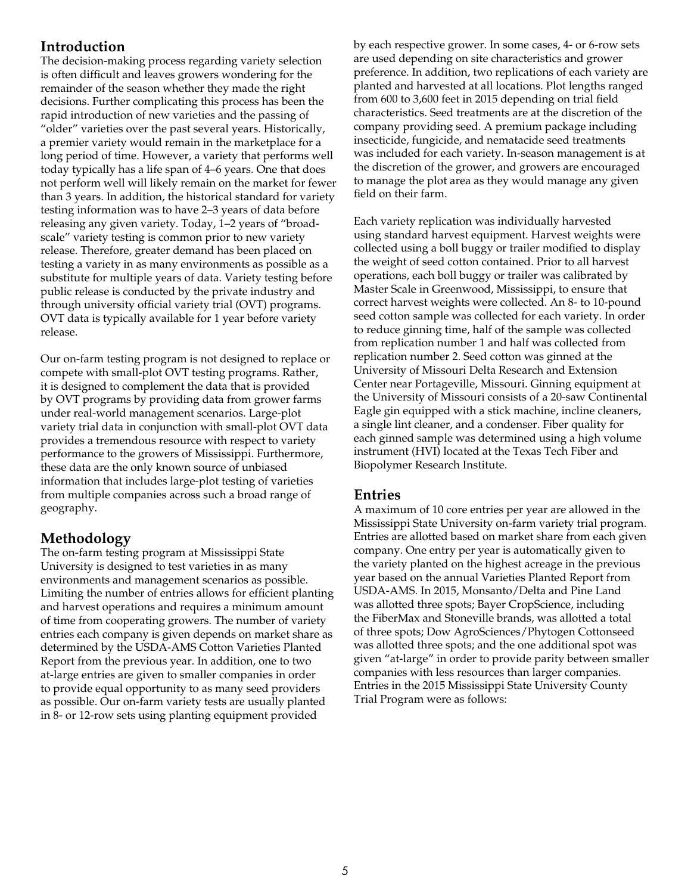## Introduction

The decision-making process regarding variety selection is often difficult and leaves growers wondering for the remainder of the season whether they made the right decisions. Further complicating this process has been the rapid introduction of new varieties and the passing of "older" varieties over the past several years. Historically, a premier variety would remain in the marketplace for a long period of time. However, a variety that performs well today typically has a life span of 4–6 years. One that does not perform well will likely remain on the market for fewer than 3 years. In addition, the historical standard for variety testing information was to have 2–3 years of data before releasing any given variety. Today, 1–2 years of "broad-scale" variety testing is common prior to new variety release. Therefore, greater demand has been placed on testing a variety in as many environments as possible as a substitute for multiple years of data. Variety testing before public release is conducted by the private industry and through university official variety trial (OVT) programs. OVT data is typically available for 1 year before variety release.

Our on-farm testing program is not designed to replace or compete with small-plot OVT testing programs. Rather, it is designed to complement the data that is provided by OVT programs by providing data from grower farms under real-world management scenarios. Large-plot variety trial data in conjunction with small-plot OVT data provides a tremendous resource with respect to variety performance to the growers of Mississippi. Furthermore, these data are the only known source of unbiased information that includes large-plot testing of varieties from multiple companies across such a broad range of geography.

## Methodology

The on-farm testing program at Mississippi State University is designed to test varieties in as many environments and management scenarios as possible. Limiting the number of entries allows for efficient planting and harvest operations and requires a minimum amount of time from cooperating growers. The number of variety entries each company is given depends on market share as determined by the USDA-AMS Cotton Varieties Planted Report from the previous year. In addition, one to two at-large entries are given to smaller companies in order to provide equal opportunity to as many seed providers as possible. Our on-farm variety tests are usually planted in 8- or 12-row sets using planting equipment provided by each respective grower. In some cases, 4- or 6-row sets are used depending on site characteristics and grower preference. In addition, two replications of each variety are planted and harvested at all locations. Plot lengths ranged from 600 to 3,600 feet in 2015 depending on trial field characteristics. Seed treatments are at the discretion of the company providing seed. A premium package including insecticide, fungicide, and nematacide seed treatments was included for each variety. In-season management is at the discretion of the grower, and growers are encouraged to manage the plot area as they would manage any given field on their farm.

Each variety replication was individually harvested using standard harvest equipment. Harvest weights were collected using a boll buggy or trailer modified to display the weight of seed cotton contained. Prior to all harvest operations, each boll buggy or trailer was calibrated by Master Scale in Greenwood, Mississippi, to ensure that correct harvest weights were collected. An 8- to 10-pound seed cotton sample was collected for each variety. In order to reduce ginning time, half of the sample was collected from replication number 1 and half was collected from replication number 2. Seed cotton was ginned at the University of Missouri Delta Research and Extension Center near Portageville, Missouri. Ginning equipment at the University of Missouri consists of a 20-saw Continental Eagle gin equipped with a stick machine, incline cleaners, a single lint cleaner, and a condenser. Fiber quality for each ginned sample was determined using a high volume instrument (HVI) located at the Texas Tech Fiber and Biopolymer Research Institute.

## Entries

A maximum of 10 core entries per year are allowed in the Mississippi State University on-farm variety trial program. Entries are allotted based on market share from each given company. One entry per year is automatically given to the variety planted on the highest acreage in the previous year based on the annual Varieties Planted Report from USDA-AMS. In 2015, Monsanto/Delta and Pine Land was allotted three spots; Bayer CropScience, including the FiberMax and Stoneville brands, was allotted a total of three spots; Dow AgroSciences/Phytogen Cottonseed was allotted three spots; and the one additional spot was given "at-large" in order to provide parity between smaller companies with less resources than larger companies. Entries in the 2015 Mississippi State University County Trial Program were as follows: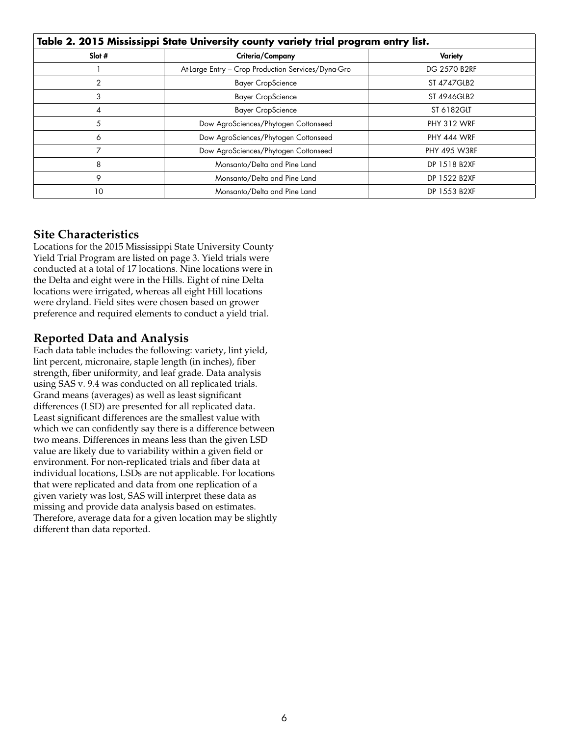**Table 2. 2015 Mississippi State University county variety trial program entry list.**

| Slot # | Criteria/Company | Variety |
|---|---|---|
| 1 | At-Large Entry – Crop Production Services/Dyna-Gro | DG 2570 B2RF |
| 2 | Bayer CropScience | ST 4747GLB2 |
| 3 | Bayer CropScience | ST 4946GLB2 |
| 4 | Bayer CropScience | ST 6182GLT |
| 5 | Dow AgroSciences/Phytogen Cottonseed | PHY 312 WRF |
| 6 | Dow AgroSciences/Phytogen Cottonseed | PHY 444 WRF |
| 7 | Dow AgroSciences/Phytogen Cottonseed | PHY 495 W3RF |
| 8 | Monsanto/Delta and Pine Land | DP 1518 B2XF |
| 9 | Monsanto/Delta and Pine Land | DP 1522 B2XF |
| 10 | Monsanto/Delta and Pine Land | DP 1553 B2XF |

## Site Characteristics

Locations for the 2015 Mississippi State University County Yield Trial Program are listed on page 3. Yield trials were conducted at a total of 17 locations. Nine locations were in the Delta and eight were in the Hills. Eight of nine Delta locations were irrigated, whereas all eight Hill locations were dryland. Field sites were chosen based on grower preference and required elements to conduct a yield trial.

## Reported Data and Analysis

Each data table includes the following: variety, lint yield, lint percent, micronaire, staple length (in inches), fiber strength, fiber uniformity, and leaf grade. Data analysis using SAS v. 9.4 was conducted on all replicated trials. Grand means (averages) as well as least significant differences (LSD) are presented for all replicated data. Least significant differences are the smallest value with which we can confidently say there is a difference between two means. Differences in means less than the given LSD value are likely due to variability within a given field or environment. For non-replicated trials and fiber data at individual locations, LSDs are not applicable. For locations that were replicated and data from one replication of a given variety was lost, SAS will interpret these data as missing and provide data analysis based on estimates. Therefore, average data for a given location may be slightly different than data reported.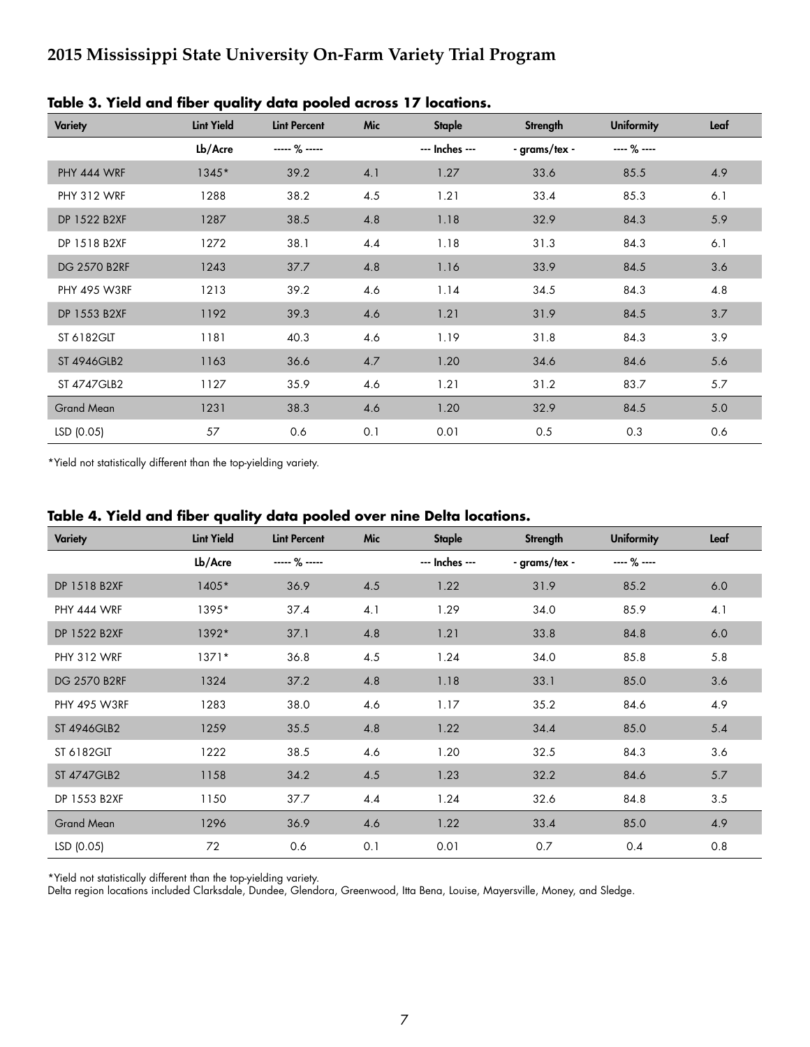## Table 3. Yield and fiber quality data pooled across 17 locations.

| Variety | Lint Yield | Lint Percent | Mic | Staple | Strength | Uniformity | Leaf |
|---|---|---|---|---|---|---|---|
| | Lb/Acre | ----- % ----- | | --- Inches --- | - grams/tex - | ---- % ---- | |
| PHY 444 WRF | 1345* | 39.2 | 4.1 | 1.27 | 33.6 | 85.5 | 4.9 |
| PHY 312 WRF | 1288 | 38.2 | 4.5 | 1.21 | 33.4 | 85.3 | 6.1 |
| DP 1522 B2XF | 1287 | 38.5 | 4.8 | 1.18 | 32.9 | 84.3 | 5.9 |
| DP 1518 B2XF | 1272 | 38.1 | 4.4 | 1.18 | 31.3 | 84.3 | 6.1 |
| DG 2570 B2RF | 1243 | 37.7 | 4.8 | 1.16 | 33.9 | 84.5 | 3.6 |
| PHY 495 W3RF | 1213 | 39.2 | 4.6 | 1.14 | 34.5 | 84.3 | 4.8 |
| DP 1553 B2XF | 1192 | 39.3 | 4.6 | 1.21 | 31.9 | 84.5 | 3.7 |
| ST 6182GLT | 1181 | 40.3 | 4.6 | 1.19 | 31.8 | 84.3 | 3.9 |
| ST 4946GLB2 | 1163 | 36.6 | 4.7 | 1.20 | 34.6 | 84.6 | 5.6 |
| ST 4747GLB2 | 1127 | 35.9 | 4.6 | 1.21 | 31.2 | 83.7 | 5.7 |
| Grand Mean | 1231 | 38.3 | 4.6 | 1.20 | 32.9 | 84.5 | 5.0 |
| LSD (0.05) | 57 | 0.6 | 0.1 | 0.01 | 0.5 | 0.3 | 0.6 |

*Yield not statistically different than the top-yielding variety.

## Table 4. Yield and fiber quality data pooled over nine Delta locations.

| Variety | Lint Yield | Lint Percent | Mic | Staple | Strength | Uniformity | Leaf |
|---|---|---|---|---|---|---|---|
| | Lb/Acre | ----- % ----- | | --- Inches --- | - grams/tex - | ---- % ---- | |
| DP 1518 B2XF | 1405* | 36.9 | 4.5 | 1.22 | 31.9 | 85.2 | 6.0 |
| PHY 444 WRF | 1395* | 37.4 | 4.1 | 1.29 | 34.0 | 85.9 | 4.1 |
| DP 1522 B2XF | 1392* | 37.1 | 4.8 | 1.21 | 33.8 | 84.8 | 6.0 |
| PHY 312 WRF | 1371* | 36.8 | 4.5 | 1.24 | 34.0 | 85.8 | 5.8 |
| DG 2570 B2RF | 1324 | 37.2 | 4.8 | 1.18 | 33.1 | 85.0 | 3.6 |
| PHY 495 W3RF | 1283 | 38.0 | 4.6 | 1.17 | 35.2 | 84.6 | 4.9 |
| ST 4946GLB2 | 1259 | 35.5 | 4.8 | 1.22 | 34.4 | 85.0 | 5.4 |
| ST 6182GLT | 1222 | 38.5 | 4.6 | 1.20 | 32.5 | 84.3 | 3.6 |
| ST 4747GLB2 | 1158 | 34.2 | 4.5 | 1.23 | 32.2 | 84.6 | 5.7 |
| DP 1553 B2XF | 1150 | 37.7 | 4.4 | 1.24 | 32.6 | 84.8 | 3.5 |
| Grand Mean | 1296 | 36.9 | 4.6 | 1.22 | 33.4 | 85.0 | 4.9 |
| LSD (0.05) | 72 | 0.6 | 0.1 | 0.01 | 0.7 | 0.4 | 0.8 |

*Yield not statistically different than the top-yielding variety.
Delta region locations included Clarksdale, Dundee, Glendora, Greenwood, Itta Bena, Louise, Mayersville, Money, and Sledge.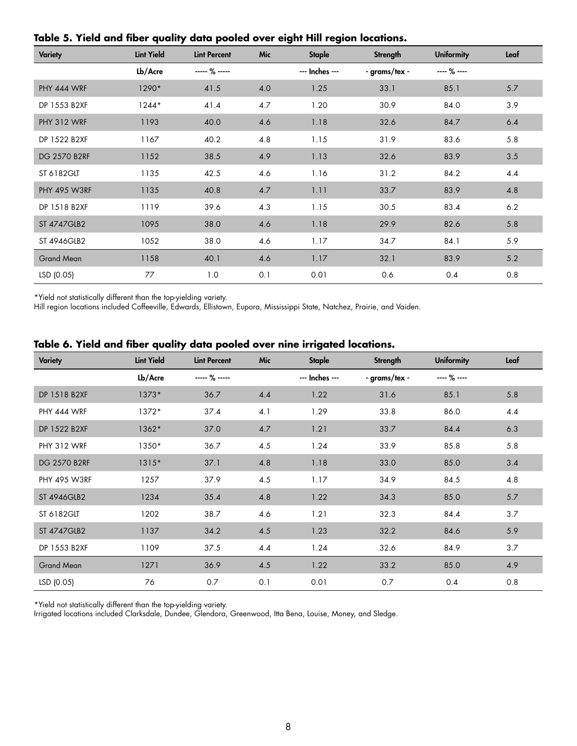**Table 5. Yield and fiber quality data pooled over eight Hill region locations.**

| Variety | Lint Yield | Lint Percent | Mic | Staple | Strength | Uniformity | Leaf |
|---|---|---|---|---|---|---|---|
| | Lb/Acre | ----- % ----- | | --- Inches --- | - grams/tex - | ---- % ---- | |
| PHY 444 WRF | 1290* | 41.5 | 4.0 | 1.25 | 33.1 | 85.1 | 5.7 |
| DP 1553 B2XF | 1244* | 41.4 | 4.7 | 1.20 | 30.9 | 84.0 | 3.9 |
| PHY 312 WRF | 1193 | 40.0 | 4.6 | 1.18 | 32.6 | 84.7 | 6.4 |
| DP 1522 B2XF | 1167 | 40.2 | 4.8 | 1.15 | 31.9 | 83.6 | 5.8 |
| DG 2570 B2RF | 1152 | 38.5 | 4.9 | 1.13 | 32.6 | 83.9 | 3.5 |
| ST 6182GLT | 1135 | 42.5 | 4.6 | 1.16 | 31.2 | 84.2 | 4.4 |
| PHY 495 W3RF | 1135 | 40.8 | 4.7 | 1.11 | 33.7 | 83.9 | 4.8 |
| DP 1518 B2XF | 1119 | 39.6 | 4.3 | 1.15 | 30.5 | 83.4 | 6.2 |
| ST 4747GLB2 | 1095 | 38.0 | 4.6 | 1.18 | 29.9 | 82.6 | 5.8 |
| ST 4946GLB2 | 1052 | 38.0 | 4.6 | 1.17 | 34.7 | 84.1 | 5.9 |
| Grand Mean | 1158 | 40.1 | 4.6 | 1.17 | 32.1 | 83.9 | 5.2 |
| LSD (0.05) | 77 | 1.0 | 0.1 | 0.01 | 0.6 | 0.4 | 0.8 |

*Yield not statistically different than the top-yielding variety.
Hill region locations included Coffeeville, Edwards, Ellistown, Eupora, Mississippi State, Natchez, Prairie, and Vaiden.

**Table 6. Yield and fiber quality data pooled over nine irrigated locations.**

| Variety | Lint Yield | Lint Percent | Mic | Staple | Strength | Uniformity | Leaf |
|---|---|---|---|---|---|---|---|
| | Lb/Acre | ----- % ----- | | --- Inches --- | - grams/tex - | ---- % ---- | |
| DP 1518 B2XF | 1373* | 36.7 | 4.4 | 1.22 | 31.6 | 85.1 | 5.8 |
| PHY 444 WRF | 1372* | 37.4 | 4.1 | 1.29 | 33.8 | 86.0 | 4.4 |
| DP 1522 B2XF | 1362* | 37.0 | 4.7 | 1.21 | 33.7 | 84.4 | 6.3 |
| PHY 312 WRF | 1350* | 36.7 | 4.5 | 1.24 | 33.9 | 85.8 | 5.8 |
| DG 2570 B2RF | 1315* | 37.1 | 4.8 | 1.18 | 33.0 | 85.0 | 3.4 |
| PHY 495 W3RF | 1257 | 37.9 | 4.5 | 1.17 | 34.9 | 84.5 | 4.8 |
| ST 4946GLB2 | 1234 | 35.4 | 4.8 | 1.22 | 34.3 | 85.0 | 5.7 |
| ST 6182GLT | 1202 | 38.7 | 4.6 | 1.21 | 32.3 | 84.4 | 3.7 |
| ST 4747GLB2 | 1137 | 34.2 | 4.5 | 1.23 | 32.2 | 84.6 | 5.9 |
| DP 1553 B2XF | 1109 | 37.5 | 4.4 | 1.24 | 32.6 | 84.9 | 3.7 |
| Grand Mean | 1271 | 36.9 | 4.5 | 1.22 | 33.2 | 85.0 | 4.9 |
| LSD (0.05) | 76 | 0.7 | 0.1 | 0.01 | 0.7 | 0.4 | 0.8 |

*Yield not statistically different than the top-yielding variety.
Irrigated locations included Clarksdale, Dundee, Glendora, Greenwood, Itta Bena, Louise, Money, and Sledge.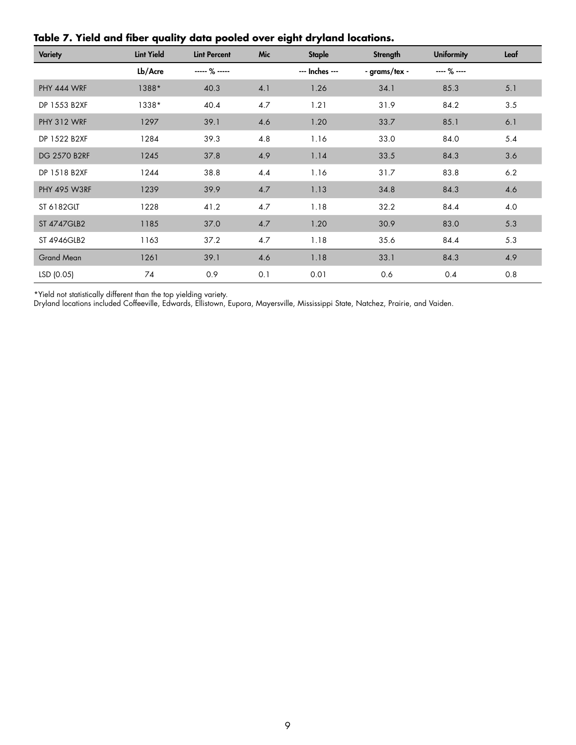**Table 7. Yield and fiber quality data pooled over eight dryland locations.**

| Variety | Lint Yield | Lint Percent | Mic | Staple | Strength | Uniformity | Leaf |
|---|---|---|---|---|---|---|---|
| | Lb/Acre | ----- % ----- | | --- Inches --- | - grams/tex - | ---- % ---- | |
| PHY 444 WRF | 1388* | 40.3 | 4.1 | 1.26 | 34.1 | 85.3 | 5.1 |
| DP 1553 B2XF | 1338* | 40.4 | 4.7 | 1.21 | 31.9 | 84.2 | 3.5 |
| PHY 312 WRF | 1297 | 39.1 | 4.6 | 1.20 | 33.7 | 85.1 | 6.1 |
| DP 1522 B2XF | 1284 | 39.3 | 4.8 | 1.16 | 33.0 | 84.0 | 5.4 |
| DG 2570 B2RF | 1245 | 37.8 | 4.9 | 1.14 | 33.5 | 84.3 | 3.6 |
| DP 1518 B2XF | 1244 | 38.8 | 4.4 | 1.16 | 31.7 | 83.8 | 6.2 |
| PHY 495 W3RF | 1239 | 39.9 | 4.7 | 1.13 | 34.8 | 84.3 | 4.6 |
| ST 6182GLT | 1228 | 41.2 | 4.7 | 1.18 | 32.2 | 84.4 | 4.0 |
| ST 4747GLB2 | 1185 | 37.0 | 4.7 | 1.20 | 30.9 | 83.0 | 5.3 |
| ST 4946GLB2 | 1163 | 37.2 | 4.7 | 1.18 | 35.6 | 84.4 | 5.3 |
| Grand Mean | 1261 | 39.1 | 4.6 | 1.18 | 33.1 | 84.3 | 4.9 |
| LSD (0.05) | 74 | 0.9 | 0.1 | 0.01 | 0.6 | 0.4 | 0.8 |

*Yield not statistically different than the top yielding variety.
Dryland locations included Coffeeville, Edwards, Ellistown, Eupora, Mayersville, Mississippi State, Natchez, Prairie, and Vaiden.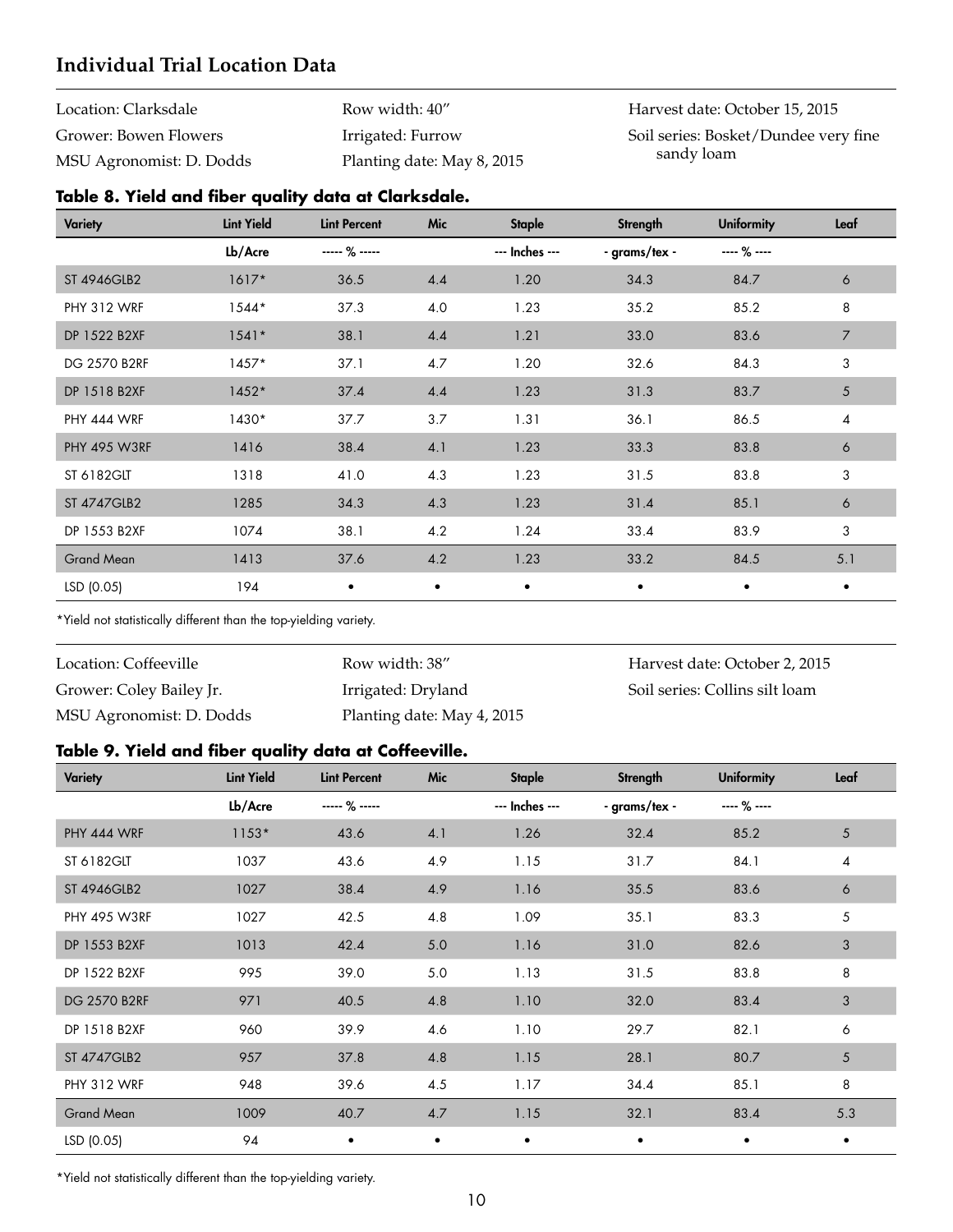## Individual Trial Location Data

Location: Clarksdale
Grower: Bowen Flowers
MSU Agronomist: D. Dodds

Row width: 40″
Irrigated: Furrow
Planting date: May 8, 2015

Harvest date: October 15, 2015
Soil series: Bosket/Dundee very fine sandy loam

### Table 8. Yield and fiber quality data at Clarksdale.

| Variety | Lint Yield | Lint Percent | Mic | Staple | Strength | Uniformity | Leaf |
|---|---|---|---|---|---|---|---|
| | Lb/Acre | ----- % ----- | | --- Inches --- | - grams/tex - | ---- % ---- | |
| ST 4946GLB2 | 1617* | 36.5 | 4.4 | 1.20 | 34.3 | 84.7 | 6 |
| PHY 312 WRF | 1544* | 37.3 | 4.0 | 1.23 | 35.2 | 85.2 | 8 |
| DP 1522 B2XF | 1541* | 38.1 | 4.4 | 1.21 | 33.0 | 83.6 | 7 |
| DG 2570 B2RF | 1457* | 37.1 | 4.7 | 1.20 | 32.6 | 84.3 | 3 |
| DP 1518 B2XF | 1452* | 37.4 | 4.4 | 1.23 | 31.3 | 83.7 | 5 |
| PHY 444 WRF | 1430* | 37.7 | 3.7 | 1.31 | 36.1 | 86.5 | 4 |
| PHY 495 W3RF | 1416 | 38.4 | 4.1 | 1.23 | 33.3 | 83.8 | 6 |
| ST 6182GLT | 1318 | 41.0 | 4.3 | 1.23 | 31.5 | 83.8 | 3 |
| ST 4747GLB2 | 1285 | 34.3 | 4.3 | 1.23 | 31.4 | 85.1 | 6 |
| DP 1553 B2XF | 1074 | 38.1 | 4.2 | 1.24 | 33.4 | 83.9 | 3 |
| Grand Mean | 1413 | 37.6 | 4.2 | 1.23 | 33.2 | 84.5 | 5.1 |
| LSD (0.05) | 194 | • | • | • | • | • | • |

*Yield not statistically different than the top-yielding variety.

Location: Coffeeville
Grower: Coley Bailey Jr.
MSU Agronomist: D. Dodds

Row width: 38″
Irrigated: Dryland
Planting date: May 4, 2015

Harvest date: October 2, 2015
Soil series: Collins silt loam

### Table 9. Yield and fiber quality data at Coffeeville.

| Variety | Lint Yield | Lint Percent | Mic | Staple | Strength | Uniformity | Leaf |
|---|---|---|---|---|---|---|---|
| | Lb/Acre | ----- % ----- | | --- Inches --- | - grams/tex - | ---- % ---- | |
| PHY 444 WRF | 1153* | 43.6 | 4.1 | 1.26 | 32.4 | 85.2 | 5 |
| ST 6182GLT | 1037 | 43.6 | 4.9 | 1.15 | 31.7 | 84.1 | 4 |
| ST 4946GLB2 | 1027 | 38.4 | 4.9 | 1.16 | 35.5 | 83.6 | 6 |
| PHY 495 W3RF | 1027 | 42.5 | 4.8 | 1.09 | 35.1 | 83.3 | 5 |
| DP 1553 B2XF | 1013 | 42.4 | 5.0 | 1.16 | 31.0 | 82.6 | 3 |
| DP 1522 B2XF | 995 | 39.0 | 5.0 | 1.13 | 31.5 | 83.8 | 8 |
| DG 2570 B2RF | 971 | 40.5 | 4.8 | 1.10 | 32.0 | 83.4 | 3 |
| DP 1518 B2XF | 960 | 39.9 | 4.6 | 1.10 | 29.7 | 82.1 | 6 |
| ST 4747GLB2 | 957 | 37.8 | 4.8 | 1.15 | 28.1 | 80.7 | 5 |
| PHY 312 WRF | 948 | 39.6 | 4.5 | 1.17 | 34.4 | 85.1 | 8 |
| Grand Mean | 1009 | 40.7 | 4.7 | 1.15 | 32.1 | 83.4 | 5.3 |
| LSD (0.05) | 94 | • | • | • | • | • | • |

*Yield not statistically different than the top-yielding variety.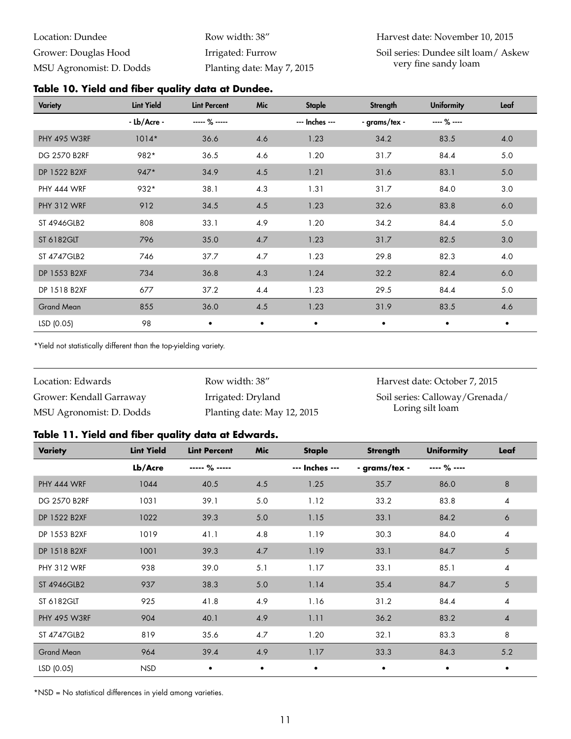Location: Dundee
Grower: Douglas Hood
MSU Agronomist: D. Dodds

Row width: 38"
Irrigated: Furrow
Planting date: May 7, 2015

Harvest date: November 10, 2015
Soil series: Dundee silt loam/ Askew very fine sandy loam

### Table 10. Yield and fiber quality data at Dundee.

| Variety | Lint Yield | Lint Percent | Mic | Staple | Strength | Uniformity | Leaf |
|---|---|---|---|---|---|---|---|
| | - Lb/Acre - | ----- % ----- | | --- Inches --- | - grams/tex - | ---- % ---- | |
| PHY 495 W3RF | 1014* | 36.6 | 4.6 | 1.23 | 34.2 | 83.5 | 4.0 |
| DG 2570 B2RF | 982* | 36.5 | 4.6 | 1.20 | 31.7 | 84.4 | 5.0 |
| DP 1522 B2XF | 947* | 34.9 | 4.5 | 1.21 | 31.6 | 83.1 | 5.0 |
| PHY 444 WRF | 932* | 38.1 | 4.3 | 1.31 | 31.7 | 84.0 | 3.0 |
| PHY 312 WRF | 912 | 34.5 | 4.5 | 1.23 | 32.6 | 83.8 | 6.0 |
| ST 4946GLB2 | 808 | 33.1 | 4.9 | 1.20 | 34.2 | 84.4 | 5.0 |
| ST 6182GLT | 796 | 35.0 | 4.7 | 1.23 | 31.7 | 82.5 | 3.0 |
| ST 4747GLB2 | 746 | 37.7 | 4.7 | 1.23 | 29.8 | 82.3 | 4.0 |
| DP 1553 B2XF | 734 | 36.8 | 4.3 | 1.24 | 32.2 | 82.4 | 6.0 |
| DP 1518 B2XF | 677 | 37.2 | 4.4 | 1.23 | 29.5 | 84.4 | 5.0 |
| Grand Mean | 855 | 36.0 | 4.5 | 1.23 | 31.9 | 83.5 | 4.6 |
| LSD (0.05) | 98 | • | • | • | • | • | • |

*Yield not statistically different than the top-yielding variety.

Location: Edwards
Grower: Kendall Garraway
MSU Agronomist: D. Dodds

Row width: 38"
Irrigated: Dryland
Planting date: May 12, 2015

Harvest date: October 7, 2015
Soil series: Calloway/Grenada/ Loring silt loam

### Table 11. Yield and fiber quality data at Edwards.

| Variety | Lint Yield | Lint Percent | Mic | Staple | Strength | Uniformity | Leaf |
|---|---|---|---|---|---|---|---|
| | Lb/Acre | ----- % ----- | | --- Inches --- | - grams/tex - | ---- % ---- | |
| PHY 444 WRF | 1044 | 40.5 | 4.5 | 1.25 | 35.7 | 86.0 | 8 |
| DG 2570 B2RF | 1031 | 39.1 | 5.0 | 1.12 | 33.2 | 83.8 | 4 |
| DP 1522 B2XF | 1022 | 39.3 | 5.0 | 1.15 | 33.1 | 84.2 | 6 |
| DP 1553 B2XF | 1019 | 41.1 | 4.8 | 1.19 | 30.3 | 84.0 | 4 |
| DP 1518 B2XF | 1001 | 39.3 | 4.7 | 1.19 | 33.1 | 84.7 | 5 |
| PHY 312 WRF | 938 | 39.0 | 5.1 | 1.17 | 33.1 | 85.1 | 4 |
| ST 4946GLB2 | 937 | 38.3 | 5.0 | 1.14 | 35.4 | 84.7 | 5 |
| ST 6182GLT | 925 | 41.8 | 4.9 | 1.16 | 31.2 | 84.4 | 4 |
| PHY 495 W3RF | 904 | 40.1 | 4.9 | 1.11 | 36.2 | 83.2 | 4 |
| ST 4747GLB2 | 819 | 35.6 | 4.7 | 1.20 | 32.1 | 83.3 | 8 |
| Grand Mean | 964 | 39.4 | 4.9 | 1.17 | 33.3 | 84.3 | 5.2 |
| LSD (0.05) | NSD | • | • | • | • | • | • |

*NSD = No statistical differences in yield among varieties.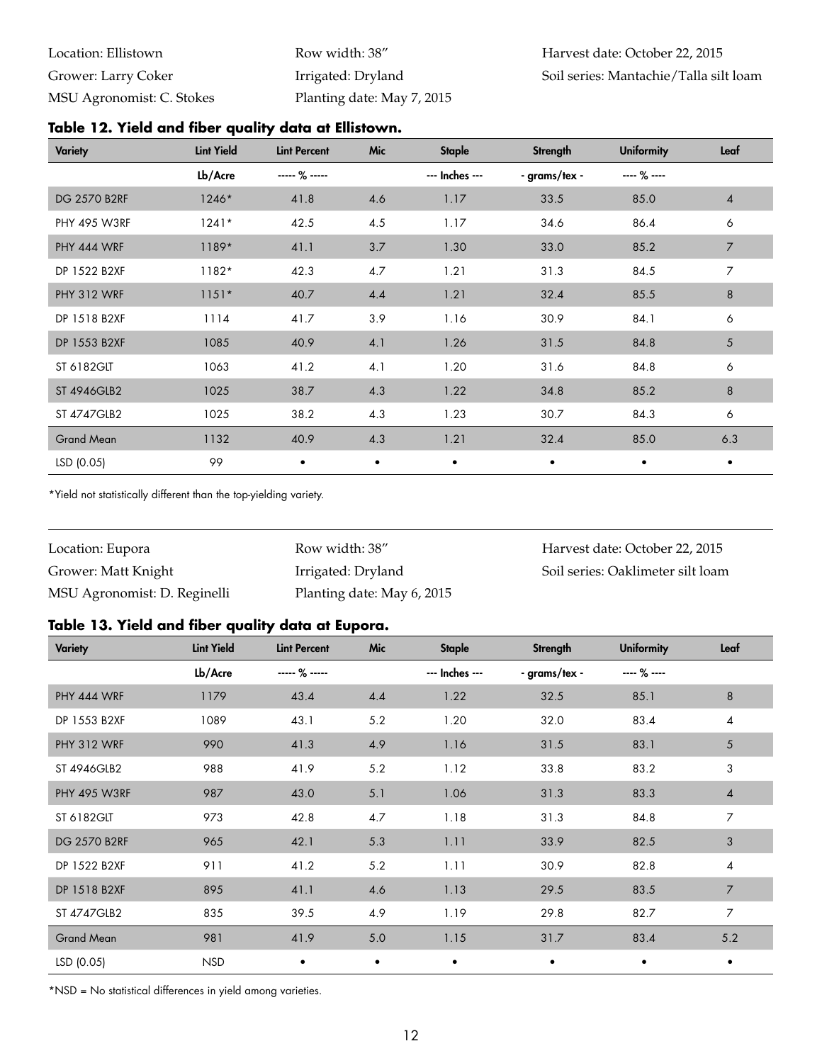Location: Ellistown
Grower: Larry Coker
MSU Agronomist: C. Stokes

Row width: 38″
Irrigated: Dryland
Planting date: May 7, 2015

Harvest date: October 22, 2015
Soil series: Mantachie/Talla silt loam

**Table 12. Yield and fiber quality data at Ellistown.**

| Variety | Lint Yield | Lint Percent | Mic | Staple | Strength | Uniformity | Leaf |
|---|---|---|---|---|---|---|---|
| | Lb/Acre | ----- % ----- | | --- Inches --- | - grams/tex - | ---- % ---- | |
| DG 2570 B2RF | 1246* | 41.8 | 4.6 | 1.17 | 33.5 | 85.0 | 4 |
| PHY 495 W3RF | 1241* | 42.5 | 4.5 | 1.17 | 34.6 | 86.4 | 6 |
| PHY 444 WRF | 1189* | 41.1 | 3.7 | 1.30 | 33.0 | 85.2 | 7 |
| DP 1522 B2XF | 1182* | 42.3 | 4.7 | 1.21 | 31.3 | 84.5 | 7 |
| PHY 312 WRF | 1151* | 40.7 | 4.4 | 1.21 | 32.4 | 85.5 | 8 |
| DP 1518 B2XF | 1114 | 41.7 | 3.9 | 1.16 | 30.9 | 84.1 | 6 |
| DP 1553 B2XF | 1085 | 40.9 | 4.1 | 1.26 | 31.5 | 84.8 | 5 |
| ST 6182GLT | 1063 | 41.2 | 4.1 | 1.20 | 31.6 | 84.8 | 6 |
| ST 4946GLB2 | 1025 | 38.7 | 4.3 | 1.22 | 34.8 | 85.2 | 8 |
| ST 4747GLB2 | 1025 | 38.2 | 4.3 | 1.23 | 30.7 | 84.3 | 6 |
| Grand Mean | 1132 | 40.9 | 4.3 | 1.21 | 32.4 | 85.0 | 6.3 |
| LSD (0.05) | 99 | • | • | • | • | • | • |

*Yield not statistically different than the top-yielding variety.

Location: Eupora
Grower: Matt Knight
MSU Agronomist: D. Reginelli

Row width: 38″
Irrigated: Dryland
Planting date: May 6, 2015

Harvest date: October 22, 2015
Soil series: Oaklimeter silt loam

**Table 13. Yield and fiber quality data at Eupora.**

| Variety | Lint Yield | Lint Percent | Mic | Staple | Strength | Uniformity | Leaf |
|---|---|---|---|---|---|---|---|
| | Lb/Acre | ----- % ----- | | --- Inches --- | - grams/tex - | ---- % ---- | |
| PHY 444 WRF | 1179 | 43.4 | 4.4 | 1.22 | 32.5 | 85.1 | 8 |
| DP 1553 B2XF | 1089 | 43.1 | 5.2 | 1.20 | 32.0 | 83.4 | 4 |
| PHY 312 WRF | 990 | 41.3 | 4.9 | 1.16 | 31.5 | 83.1 | 5 |
| ST 4946GLB2 | 988 | 41.9 | 5.2 | 1.12 | 33.8 | 83.2 | 3 |
| PHY 495 W3RF | 987 | 43.0 | 5.1 | 1.06 | 31.3 | 83.3 | 4 |
| ST 6182GLT | 973 | 42.8 | 4.7 | 1.18 | 31.3 | 84.8 | 7 |
| DG 2570 B2RF | 965 | 42.1 | 5.3 | 1.11 | 33.9 | 82.5 | 3 |
| DP 1522 B2XF | 911 | 41.2 | 5.2 | 1.11 | 30.9 | 82.8 | 4 |
| DP 1518 B2XF | 895 | 41.1 | 4.6 | 1.13 | 29.5 | 83.5 | 7 |
| ST 4747GLB2 | 835 | 39.5 | 4.9 | 1.19 | 29.8 | 82.7 | 7 |
| Grand Mean | 981 | 41.9 | 5.0 | 1.15 | 31.7 | 83.4 | 5.2 |
| LSD (0.05) | NSD | • | • | • | • | • | • |

*NSD = No statistical differences in yield among varieties.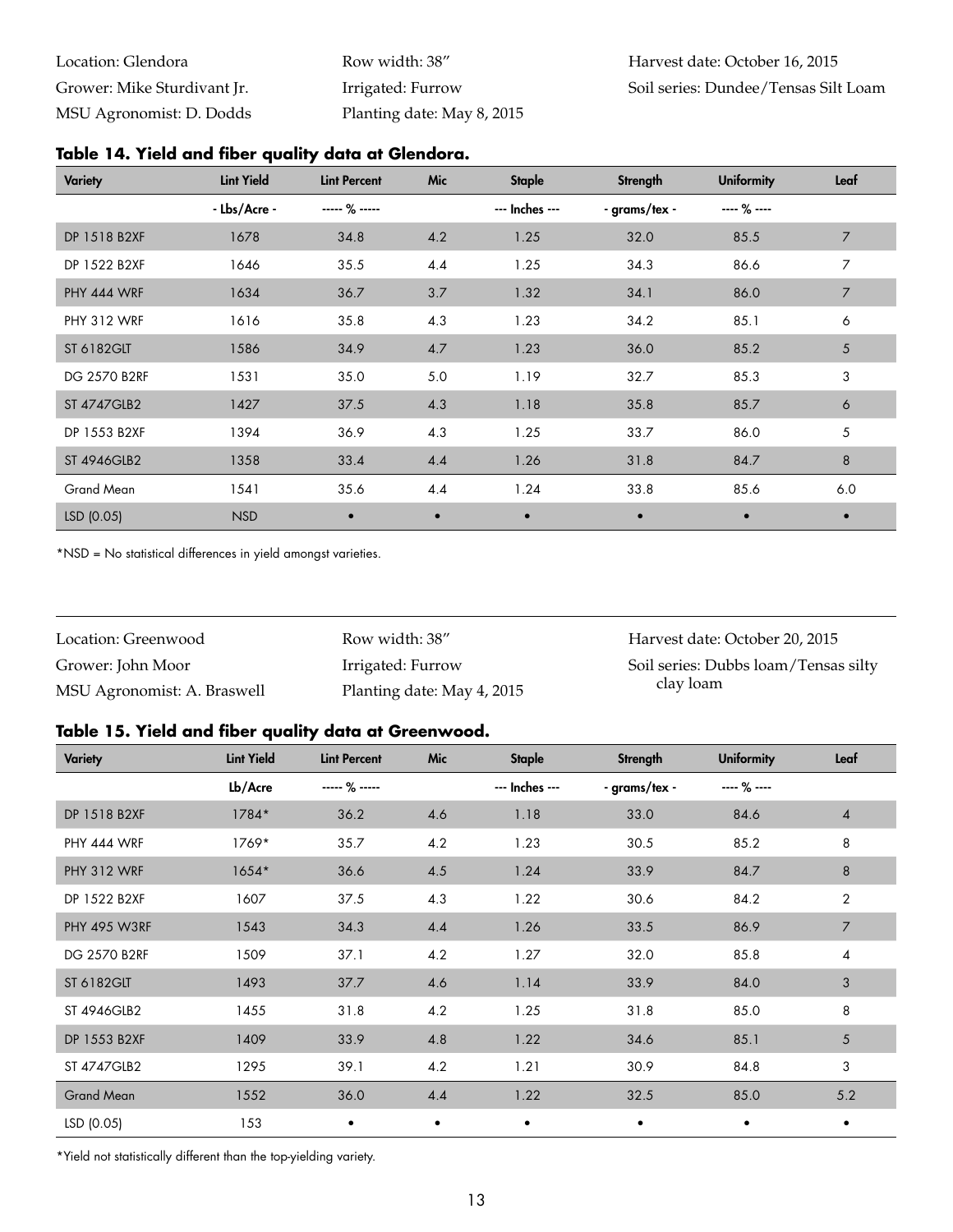Location: Glendora
Grower: Mike Sturdivant Jr.
MSU Agronomist: D. Dodds

Row width: 38″
Irrigated: Furrow
Planting date: May 8, 2015

Harvest date: October 16, 2015
Soil series: Dundee/Tensas Silt Loam

### Table 14. Yield and fiber quality data at Glendora.

| Variety | Lint Yield | Lint Percent | Mic | Staple | Strength | Uniformity | Leaf |
|---|---|---|---|---|---|---|---|
| | - Lbs/Acre - | ----- % ----- | | --- Inches --- | - grams/tex - | ---- % ---- | |
| DP 1518 B2XF | 1678 | 34.8 | 4.2 | 1.25 | 32.0 | 85.5 | 7 |
| DP 1522 B2XF | 1646 | 35.5 | 4.4 | 1.25 | 34.3 | 86.6 | 7 |
| PHY 444 WRF | 1634 | 36.7 | 3.7 | 1.32 | 34.1 | 86.0 | 7 |
| PHY 312 WRF | 1616 | 35.8 | 4.3 | 1.23 | 34.2 | 85.1 | 6 |
| ST 6182GLT | 1586 | 34.9 | 4.7 | 1.23 | 36.0 | 85.2 | 5 |
| DG 2570 B2RF | 1531 | 35.0 | 5.0 | 1.19 | 32.7 | 85.3 | 3 |
| ST 4747GLB2 | 1427 | 37.5 | 4.3 | 1.18 | 35.8 | 85.7 | 6 |
| DP 1553 B2XF | 1394 | 36.9 | 4.3 | 1.25 | 33.7 | 86.0 | 5 |
| ST 4946GLB2 | 1358 | 33.4 | 4.4 | 1.26 | 31.8 | 84.7 | 8 |
| Grand Mean | 1541 | 35.6 | 4.4 | 1.24 | 33.8 | 85.6 | 6.0 |
| LSD (0.05) | NSD | • | • | • | • | • | • |

*NSD = No statistical differences in yield amongst varieties.

Location: Greenwood
Grower: John Moor
MSU Agronomist: A. Braswell

Row width: 38″
Irrigated: Furrow
Planting date: May 4, 2015

Harvest date: October 20, 2015
Soil series: Dubbs loam/Tensas silty clay loam

### Table 15. Yield and fiber quality data at Greenwood.

| Variety | Lint Yield | Lint Percent | Mic | Staple | Strength | Uniformity | Leaf |
|---|---|---|---|---|---|---|---|
| | Lb/Acre | ----- % ----- | | --- Inches --- | - grams/tex - | ---- % ---- | |
| DP 1518 B2XF | 1784* | 36.2 | 4.6 | 1.18 | 33.0 | 84.6 | 4 |
| PHY 444 WRF | 1769* | 35.7 | 4.2 | 1.23 | 30.5 | 85.2 | 8 |
| PHY 312 WRF | 1654* | 36.6 | 4.5 | 1.24 | 33.9 | 84.7 | 8 |
| DP 1522 B2XF | 1607 | 37.5 | 4.3 | 1.22 | 30.6 | 84.2 | 2 |
| PHY 495 W3RF | 1543 | 34.3 | 4.4 | 1.26 | 33.5 | 86.9 | 7 |
| DG 2570 B2RF | 1509 | 37.1 | 4.2 | 1.27 | 32.0 | 85.8 | 4 |
| ST 6182GLT | 1493 | 37.7 | 4.6 | 1.14 | 33.9 | 84.0 | 3 |
| ST 4946GLB2 | 1455 | 31.8 | 4.2 | 1.25 | 31.8 | 85.0 | 8 |
| DP 1553 B2XF | 1409 | 33.9 | 4.8 | 1.22 | 34.6 | 85.1 | 5 |
| ST 4747GLB2 | 1295 | 39.1 | 4.2 | 1.21 | 30.9 | 84.8 | 3 |
| Grand Mean | 1552 | 36.0 | 4.4 | 1.22 | 32.5 | 85.0 | 5.2 |
| LSD (0.05) | 153 | • | • | • | • | • | • |

*Yield not statistically different than the top-yielding variety.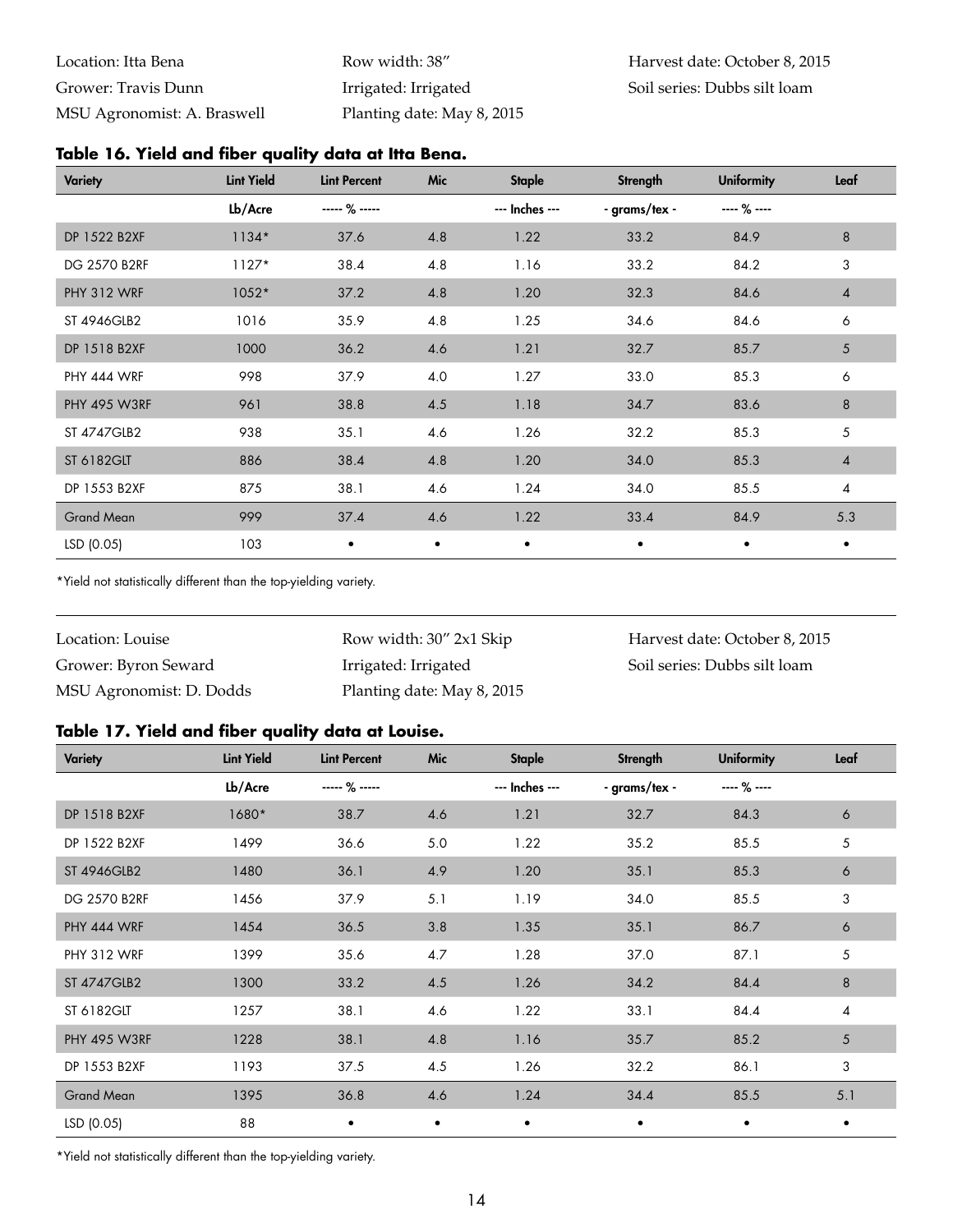Location: Itta Bena
Grower: Travis Dunn
MSU Agronomist: A. Braswell

Row width: 38″
Irrigated: Irrigated
Planting date: May 8, 2015

Harvest date: October 8, 2015
Soil series: Dubbs silt loam

**Table 16. Yield and fiber quality data at Itta Bena.**

| Variety | Lint Yield | Lint Percent | Mic | Staple | Strength | Uniformity | Leaf |
|---|---|---|---|---|---|---|---|
| | Lb/Acre | ----- % ----- | | --- Inches --- | - grams/tex - | ---- % ---- | |
| DP 1522 B2XF | 1134* | 37.6 | 4.8 | 1.22 | 33.2 | 84.9 | 8 |
| DG 2570 B2RF | 1127* | 38.4 | 4.8 | 1.16 | 33.2 | 84.2 | 3 |
| PHY 312 WRF | 1052* | 37.2 | 4.8 | 1.20 | 32.3 | 84.6 | 4 |
| ST 4946GLB2 | 1016 | 35.9 | 4.8 | 1.25 | 34.6 | 84.6 | 6 |
| DP 1518 B2XF | 1000 | 36.2 | 4.6 | 1.21 | 32.7 | 85.7 | 5 |
| PHY 444 WRF | 998 | 37.9 | 4.0 | 1.27 | 33.0 | 85.3 | 6 |
| PHY 495 W3RF | 961 | 38.8 | 4.5 | 1.18 | 34.7 | 83.6 | 8 |
| ST 4747GLB2 | 938 | 35.1 | 4.6 | 1.26 | 32.2 | 85.3 | 5 |
| ST 6182GLT | 886 | 38.4 | 4.8 | 1.20 | 34.0 | 85.3 | 4 |
| DP 1553 B2XF | 875 | 38.1 | 4.6 | 1.24 | 34.0 | 85.5 | 4 |
| Grand Mean | 999 | 37.4 | 4.6 | 1.22 | 33.4 | 84.9 | 5.3 |
| LSD (0.05) | 103 | • | • | • | • | • | • |

*Yield not statistically different than the top-yielding variety.

Location: Louise
Grower: Byron Seward
MSU Agronomist: D. Dodds

Row width: 30″ 2x1 Skip
Irrigated: Irrigated
Planting date: May 8, 2015

Harvest date: October 8, 2015
Soil series: Dubbs silt loam

**Table 17. Yield and fiber quality data at Louise.**

| Variety | Lint Yield | Lint Percent | Mic | Staple | Strength | Uniformity | Leaf |
|---|---|---|---|---|---|---|---|
| | Lb/Acre | ----- % ----- | | --- Inches --- | - grams/tex - | ---- % ---- | |
| DP 1518 B2XF | 1680* | 38.7 | 4.6 | 1.21 | 32.7 | 84.3 | 6 |
| DP 1522 B2XF | 1499 | 36.6 | 5.0 | 1.22 | 35.2 | 85.5 | 5 |
| ST 4946GLB2 | 1480 | 36.1 | 4.9 | 1.20 | 35.1 | 85.3 | 6 |
| DG 2570 B2RF | 1456 | 37.9 | 5.1 | 1.19 | 34.0 | 85.5 | 3 |
| PHY 444 WRF | 1454 | 36.5 | 3.8 | 1.35 | 35.1 | 86.7 | 6 |
| PHY 312 WRF | 1399 | 35.6 | 4.7 | 1.28 | 37.0 | 87.1 | 5 |
| ST 4747GLB2 | 1300 | 33.2 | 4.5 | 1.26 | 34.2 | 84.4 | 8 |
| ST 6182GLT | 1257 | 38.1 | 4.6 | 1.22 | 33.1 | 84.4 | 4 |
| PHY 495 W3RF | 1228 | 38.1 | 4.8 | 1.16 | 35.7 | 85.2 | 5 |
| DP 1553 B2XF | 1193 | 37.5 | 4.5 | 1.26 | 32.2 | 86.1 | 3 |
| Grand Mean | 1395 | 36.8 | 4.6 | 1.24 | 34.4 | 85.5 | 5.1 |
| LSD (0.05) | 88 | • | • | • | • | • | • |

*Yield not statistically different than the top-yielding variety.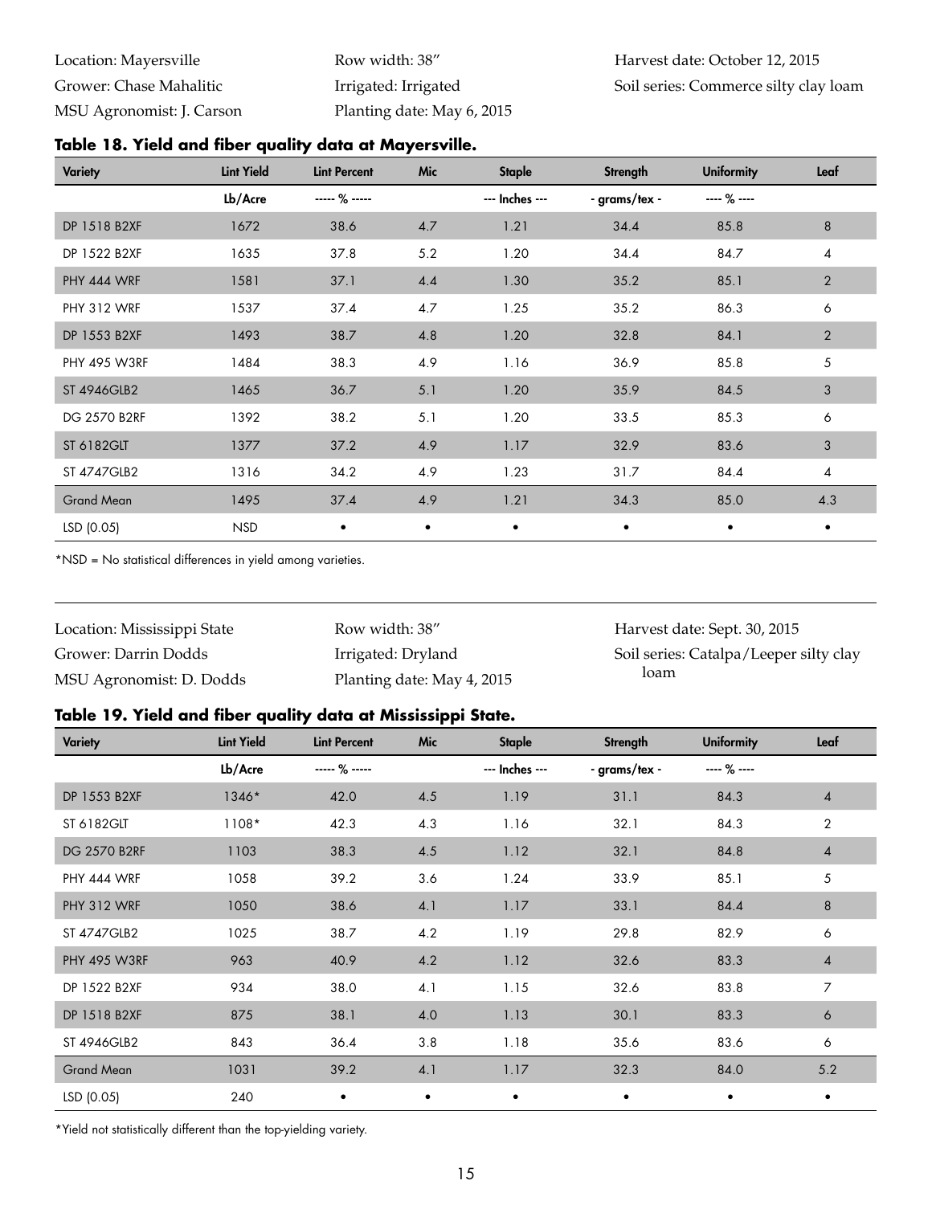Location: Mayersville
Grower: Chase Mahalitic
MSU Agronomist: J. Carson

Row width: 38″
Irrigated: Irrigated
Planting date: May 6, 2015

Harvest date: October 12, 2015
Soil series: Commerce silty clay loam

**Table 18. Yield and fiber quality data at Mayersville.**

| Variety | Lint Yield | Lint Percent | Mic | Staple | Strength | Uniformity | Leaf |
|---|---|---|---|---|---|---|---|
| | Lb/Acre | ----- % ----- | | --- Inches --- | - grams/tex - | ---- % ---- | |
| DP 1518 B2XF | 1672 | 38.6 | 4.7 | 1.21 | 34.4 | 85.8 | 8 |
| DP 1522 B2XF | 1635 | 37.8 | 5.2 | 1.20 | 34.4 | 84.7 | 4 |
| PHY 444 WRF | 1581 | 37.1 | 4.4 | 1.30 | 35.2 | 85.1 | 2 |
| PHY 312 WRF | 1537 | 37.4 | 4.7 | 1.25 | 35.2 | 86.3 | 6 |
| DP 1553 B2XF | 1493 | 38.7 | 4.8 | 1.20 | 32.8 | 84.1 | 2 |
| PHY 495 W3RF | 1484 | 38.3 | 4.9 | 1.16 | 36.9 | 85.8 | 5 |
| ST 4946GLB2 | 1465 | 36.7 | 5.1 | 1.20 | 35.9 | 84.5 | 3 |
| DG 2570 B2RF | 1392 | 38.2 | 5.1 | 1.20 | 33.5 | 85.3 | 6 |
| ST 6182GLT | 1377 | 37.2 | 4.9 | 1.17 | 32.9 | 83.6 | 3 |
| ST 4747GLB2 | 1316 | 34.2 | 4.9 | 1.23 | 31.7 | 84.4 | 4 |
| Grand Mean | 1495 | 37.4 | 4.9 | 1.21 | 34.3 | 85.0 | 4.3 |
| LSD (0.05) | NSD | • | • | • | • | • | • |

*NSD = No statistical differences in yield among varieties.

Location: Mississippi State
Grower: Darrin Dodds
MSU Agronomist: D. Dodds

Row width: 38″
Irrigated: Dryland
Planting date: May 4, 2015

Harvest date: Sept. 30, 2015
Soil series: Catalpa/Leeper silty clay loam

**Table 19. Yield and fiber quality data at Mississippi State.**

| Variety | Lint Yield | Lint Percent | Mic | Staple | Strength | Uniformity | Leaf |
|---|---|---|---|---|---|---|---|
| | Lb/Acre | ----- % ----- | | --- Inches --- | - grams/tex - | ---- % ---- | |
| DP 1553 B2XF | 1346* | 42.0 | 4.5 | 1.19 | 31.1 | 84.3 | 4 |
| ST 6182GLT | 1108* | 42.3 | 4.3 | 1.16 | 32.1 | 84.3 | 2 |
| DG 2570 B2RF | 1103 | 38.3 | 4.5 | 1.12 | 32.1 | 84.8 | 4 |
| PHY 444 WRF | 1058 | 39.2 | 3.6 | 1.24 | 33.9 | 85.1 | 5 |
| PHY 312 WRF | 1050 | 38.6 | 4.1 | 1.17 | 33.1 | 84.4 | 8 |
| ST 4747GLB2 | 1025 | 38.7 | 4.2 | 1.19 | 29.8 | 82.9 | 6 |
| PHY 495 W3RF | 963 | 40.9 | 4.2 | 1.12 | 32.6 | 83.3 | 4 |
| DP 1522 B2XF | 934 | 38.0 | 4.1 | 1.15 | 32.6 | 83.8 | 7 |
| DP 1518 B2XF | 875 | 38.1 | 4.0 | 1.13 | 30.1 | 83.3 | 6 |
| ST 4946GLB2 | 843 | 36.4 | 3.8 | 1.18 | 35.6 | 83.6 | 6 |
| Grand Mean | 1031 | 39.2 | 4.1 | 1.17 | 32.3 | 84.0 | 5.2 |
| LSD (0.05) | 240 | • | • | • | • | • | • |

*Yield not statistically different than the top-yielding variety.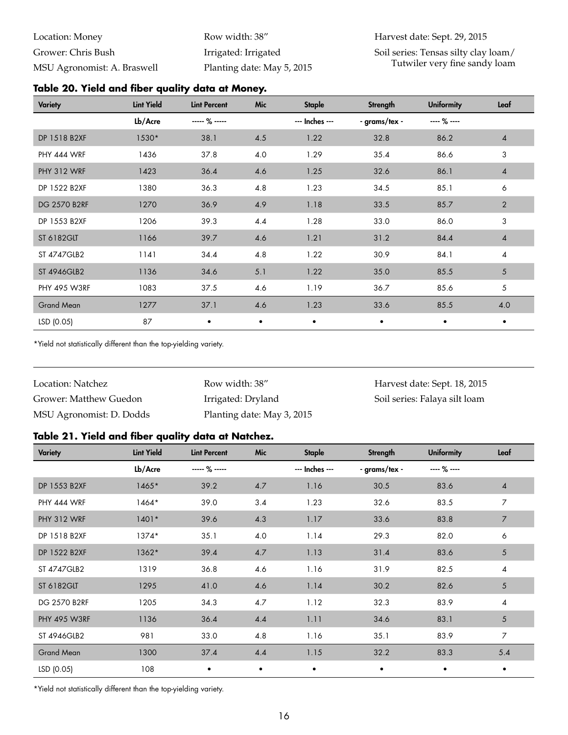Location: Money
Grower: Chris Bush
MSU Agronomist: A. Braswell

Row width: 38″
Irrigated: Irrigated
Planting date: May 5, 2015

Harvest date: Sept. 29, 2015
Soil series: Tensas silty clay loam/ Tutwiler very fine sandy loam

### Table 20. Yield and fiber quality data at Money.

| Variety | Lint Yield | Lint Percent | Mic | Staple | Strength | Uniformity | Leaf |
|---|---|---|---|---|---|---|---|
| | Lb/Acre | ----- % ----- | | --- Inches --- | - grams/tex - | ---- % ---- | |
| DP 1518 B2XF | 1530* | 38.1 | 4.5 | 1.22 | 32.8 | 86.2 | 4 |
| PHY 444 WRF | 1436 | 37.8 | 4.0 | 1.29 | 35.4 | 86.6 | 3 |
| PHY 312 WRF | 1423 | 36.4 | 4.6 | 1.25 | 32.6 | 86.1 | 4 |
| DP 1522 B2XF | 1380 | 36.3 | 4.8 | 1.23 | 34.5 | 85.1 | 6 |
| DG 2570 B2RF | 1270 | 36.9 | 4.9 | 1.18 | 33.5 | 85.7 | 2 |
| DP 1553 B2XF | 1206 | 39.3 | 4.4 | 1.28 | 33.0 | 86.0 | 3 |
| ST 6182GLT | 1166 | 39.7 | 4.6 | 1.21 | 31.2 | 84.4 | 4 |
| ST 4747GLB2 | 1141 | 34.4 | 4.8 | 1.22 | 30.9 | 84.1 | 4 |
| ST 4946GLB2 | 1136 | 34.6 | 5.1 | 1.22 | 35.0 | 85.5 | 5 |
| PHY 495 W3RF | 1083 | 37.5 | 4.6 | 1.19 | 36.7 | 85.6 | 5 |
| Grand Mean | 1277 | 37.1 | 4.6 | 1.23 | 33.6 | 85.5 | 4.0 |
| LSD (0.05) | 87 | • | • | • | • | • | • |

*Yield not statistically different than the top-yielding variety.

---

Location: Natchez
Grower: Matthew Guedon
MSU Agronomist: D. Dodds

Row width: 38″
Irrigated: Dryland
Planting date: May 3, 2015

Harvest date: Sept. 18, 2015
Soil series: Falaya silt loam

### Table 21. Yield and fiber quality data at Natchez.

| Variety | Lint Yield | Lint Percent | Mic | Staple | Strength | Uniformity | Leaf |
|---|---|---|---|---|---|---|---|
| | Lb/Acre | ----- % ----- | | --- Inches --- | - grams/tex - | ---- % ---- | |
| DP 1553 B2XF | 1465* | 39.2 | 4.7 | 1.16 | 30.5 | 83.6 | 4 |
| PHY 444 WRF | 1464* | 39.0 | 3.4 | 1.23 | 32.6 | 83.5 | 7 |
| PHY 312 WRF | 1401* | 39.6 | 4.3 | 1.17 | 33.6 | 83.8 | 7 |
| DP 1518 B2XF | 1374* | 35.1 | 4.0 | 1.14 | 29.3 | 82.0 | 6 |
| DP 1522 B2XF | 1362* | 39.4 | 4.7 | 1.13 | 31.4 | 83.6 | 5 |
| ST 4747GLB2 | 1319 | 36.8 | 4.6 | 1.16 | 31.9 | 82.5 | 4 |
| ST 6182GLT | 1295 | 41.0 | 4.6 | 1.14 | 30.2 | 82.6 | 5 |
| DG 2570 B2RF | 1205 | 34.3 | 4.7 | 1.12 | 32.3 | 83.9 | 4 |
| PHY 495 W3RF | 1136 | 36.4 | 4.4 | 1.11 | 34.6 | 83.1 | 5 |
| ST 4946GLB2 | 981 | 33.0 | 4.8 | 1.16 | 35.1 | 83.9 | 7 |
| Grand Mean | 1300 | 37.4 | 4.4 | 1.15 | 32.2 | 83.3 | 5.4 |
| LSD (0.05) | 108 | • | • | • | • | • | • |

*Yield not statistically different than the top-yielding variety.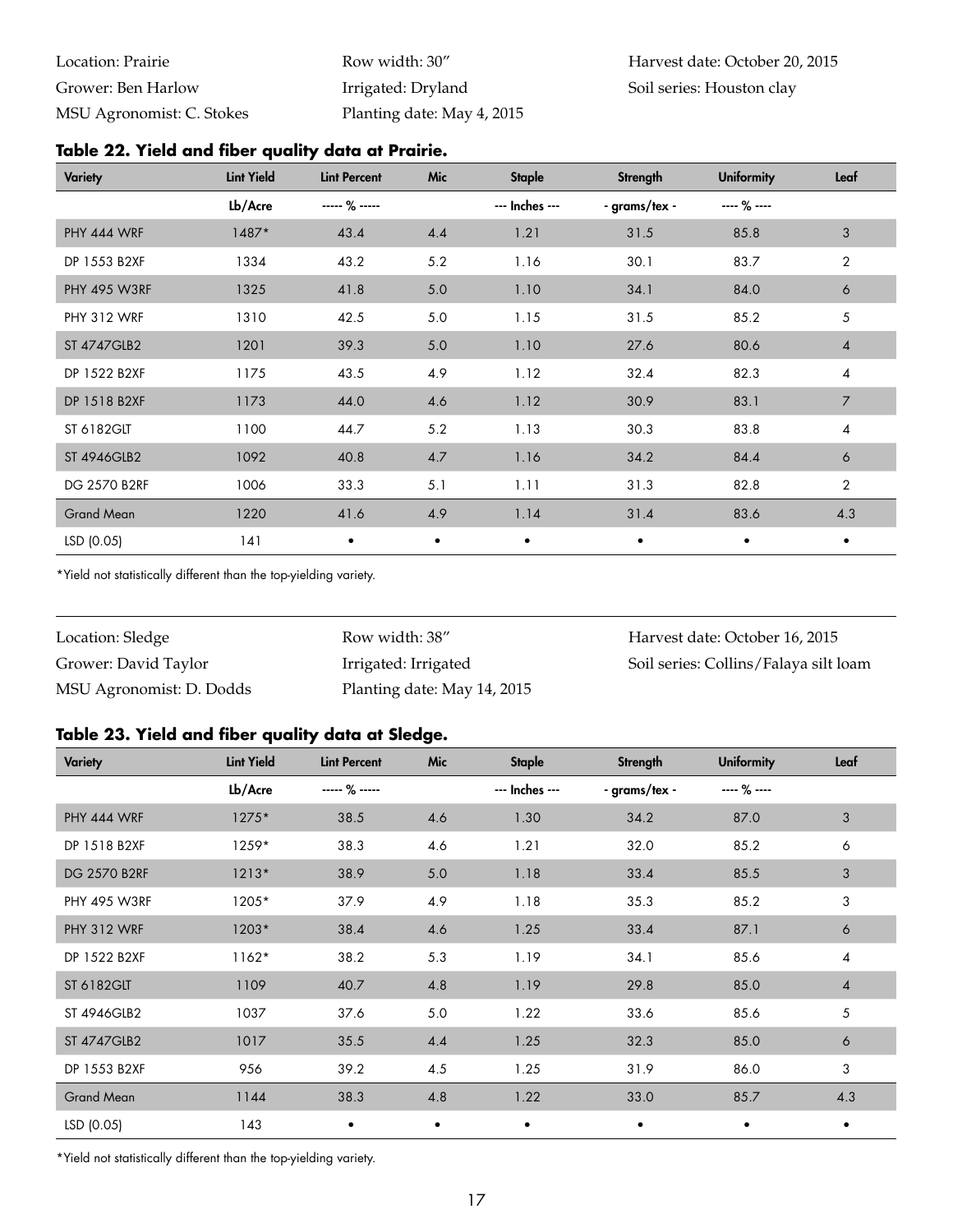Location: Prairie
Grower: Ben Harlow
MSU Agronomist: C. Stokes

Row width: 30"
Irrigated: Dryland
Planting date: May 4, 2015

Harvest date: October 20, 2015
Soil series: Houston clay

### Table 22. Yield and fiber quality data at Prairie.

| Variety | Lint Yield | Lint Percent | Mic | Staple | Strength | Uniformity | Leaf |
|---|---|---|---|---|---|---|---|
| | Lb/Acre | ----- % ----- | | --- Inches --- | - grams/tex - | ---- % ---- | |
| PHY 444 WRF | 1487* | 43.4 | 4.4 | 1.21 | 31.5 | 85.8 | 3 |
| DP 1553 B2XF | 1334 | 43.2 | 5.2 | 1.16 | 30.1 | 83.7 | 2 |
| PHY 495 W3RF | 1325 | 41.8 | 5.0 | 1.10 | 34.1 | 84.0 | 6 |
| PHY 312 WRF | 1310 | 42.5 | 5.0 | 1.15 | 31.5 | 85.2 | 5 |
| ST 4747GLB2 | 1201 | 39.3 | 5.0 | 1.10 | 27.6 | 80.6 | 4 |
| DP 1522 B2XF | 1175 | 43.5 | 4.9 | 1.12 | 32.4 | 82.3 | 4 |
| DP 1518 B2XF | 1173 | 44.0 | 4.6 | 1.12 | 30.9 | 83.1 | 7 |
| ST 6182GLT | 1100 | 44.7 | 5.2 | 1.13 | 30.3 | 83.8 | 4 |
| ST 4946GLB2 | 1092 | 40.8 | 4.7 | 1.16 | 34.2 | 84.4 | 6 |
| DG 2570 B2RF | 1006 | 33.3 | 5.1 | 1.11 | 31.3 | 82.8 | 2 |
| Grand Mean | 1220 | 41.6 | 4.9 | 1.14 | 31.4 | 83.6 | 4.3 |
| LSD (0.05) | 141 | • | • | • | • | • | • |

*Yield not statistically different than the top-yielding variety.

Location: Sledge
Grower: David Taylor
MSU Agronomist: D. Dodds

Row width: 38"
Irrigated: Irrigated
Planting date: May 14, 2015

Harvest date: October 16, 2015
Soil series: Collins/Falaya silt loam

### Table 23. Yield and fiber quality data at Sledge.

| Variety | Lint Yield | Lint Percent | Mic | Staple | Strength | Uniformity | Leaf |
|---|---|---|---|---|---|---|---|
| | Lb/Acre | ----- % ----- | | --- Inches --- | - grams/tex - | ---- % ---- | |
| PHY 444 WRF | 1275* | 38.5 | 4.6 | 1.30 | 34.2 | 87.0 | 3 |
| DP 1518 B2XF | 1259* | 38.3 | 4.6 | 1.21 | 32.0 | 85.2 | 6 |
| DG 2570 B2RF | 1213* | 38.9 | 5.0 | 1.18 | 33.4 | 85.5 | 3 |
| PHY 495 W3RF | 1205* | 37.9 | 4.9 | 1.18 | 35.3 | 85.2 | 3 |
| PHY 312 WRF | 1203* | 38.4 | 4.6 | 1.25 | 33.4 | 87.1 | 6 |
| DP 1522 B2XF | 1162* | 38.2 | 5.3 | 1.19 | 34.1 | 85.6 | 4 |
| ST 6182GLT | 1109 | 40.7 | 4.8 | 1.19 | 29.8 | 85.0 | 4 |
| ST 4946GLB2 | 1037 | 37.6 | 5.0 | 1.22 | 33.6 | 85.6 | 5 |
| ST 4747GLB2 | 1017 | 35.5 | 4.4 | 1.25 | 32.3 | 85.0 | 6 |
| DP 1553 B2XF | 956 | 39.2 | 4.5 | 1.25 | 31.9 | 86.0 | 3 |
| Grand Mean | 1144 | 38.3 | 4.8 | 1.22 | 33.0 | 85.7 | 4.3 |
| LSD (0.05) | 143 | • | • | • | • | • | • |

*Yield not statistically different than the top-yielding variety.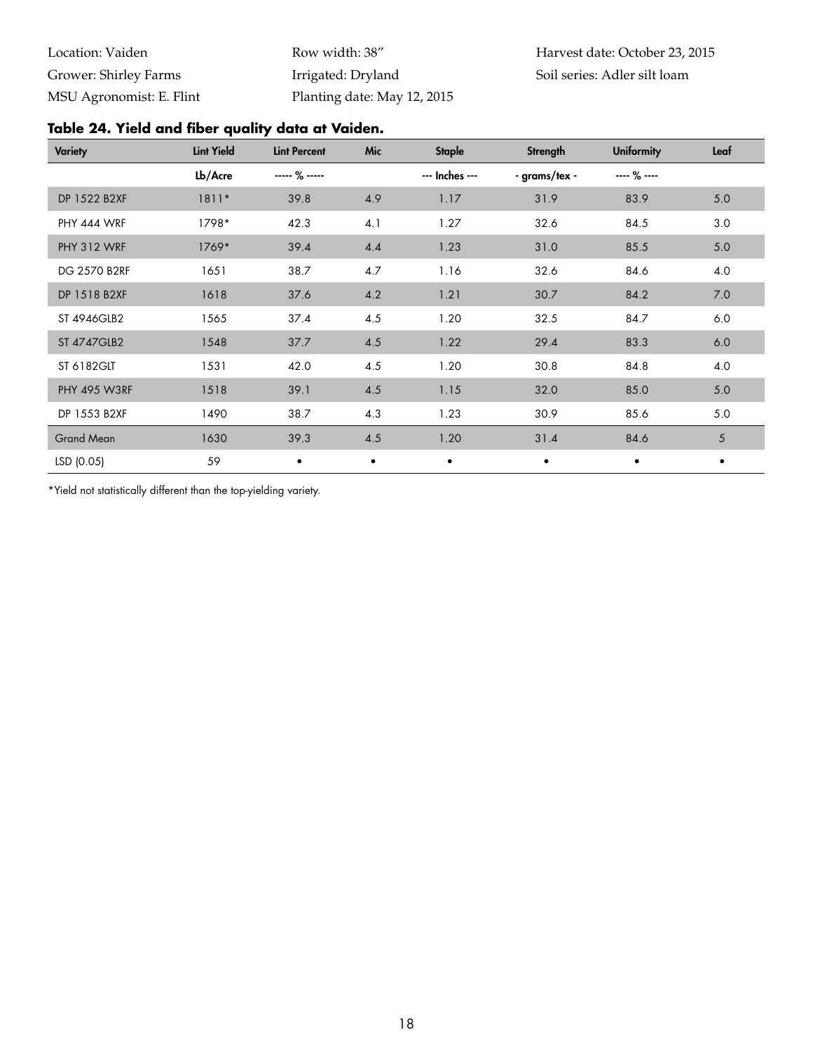Location: Vaiden
Grower: Shirley Farms
MSU Agronomist: E. Flint

Row width: 38″
Irrigated: Dryland
Planting date: May 12, 2015

Harvest date: October 23, 2015
Soil series: Adler silt loam

### Table 24. Yield and fiber quality data at Vaiden.

| Variety | Lint Yield | Lint Percent | Mic | Staple | Strength | Uniformity | Leaf |
|---|---|---|---|---|---|---|---|
| | Lb/Acre | ----- % ----- | | --- Inches --- | - grams/tex - | ---- % ---- | |
| DP 1522 B2XF | 1811* | 39.8 | 4.9 | 1.17 | 31.9 | 83.9 | 5.0 |
| PHY 444 WRF | 1798* | 42.3 | 4.1 | 1.27 | 32.6 | 84.5 | 3.0 |
| PHY 312 WRF | 1769* | 39.4 | 4.4 | 1.23 | 31.0 | 85.5 | 5.0 |
| DG 2570 B2RF | 1651 | 38.7 | 4.7 | 1.16 | 32.6 | 84.6 | 4.0 |
| DP 1518 B2XF | 1618 | 37.6 | 4.2 | 1.21 | 30.7 | 84.2 | 7.0 |
| ST 4946GLB2 | 1565 | 37.4 | 4.5 | 1.20 | 32.5 | 84.7 | 6.0 |
| ST 4747GLB2 | 1548 | 37.7 | 4.5 | 1.22 | 29.4 | 83.3 | 6.0 |
| ST 6182GLT | 1531 | 42.0 | 4.5 | 1.20 | 30.8 | 84.8 | 4.0 |
| PHY 495 W3RF | 1518 | 39.1 | 4.5 | 1.15 | 32.0 | 85.0 | 5.0 |
| DP 1553 B2XF | 1490 | 38.7 | 4.3 | 1.23 | 30.9 | 85.6 | 5.0 |
| Grand Mean | 1630 | 39.3 | 4.5 | 1.20 | 31.4 | 84.6 | 5 |
| LSD (0.05) | 59 | • | • | • | • | • | • |

*Yield not statistically different than the top-yielding variety.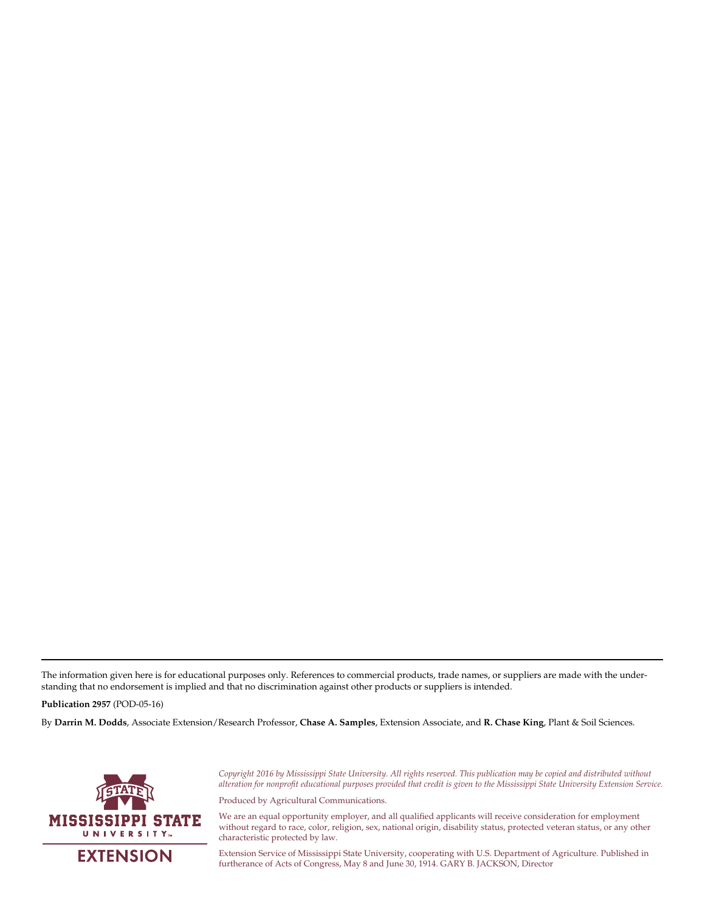The information given here is for educational purposes only. References to commercial products, trade names, or suppliers are made with the understanding that no endorsement is implied and that no discrimination against other products or suppliers is intended.

**Publication 2957** (POD-05-16)

By **Darrin M. Dodds**, Associate Extension/Research Professor, **Chase A. Samples**, Extension Associate, and **R. Chase King**, Plant & Soil Sciences.

MISSISSIPPI STATE UNIVERSITY EXTENSION

*Copyright 2016 by Mississippi State University. All rights reserved. This publication may be copied and distributed without alteration for nonprofit educational purposes provided that credit is given to the Mississippi State University Extension Service.*

Produced by Agricultural Communications.

We are an equal opportunity employer, and all qualified applicants will receive consideration for employment without regard to race, color, religion, sex, national origin, disability status, protected veteran status, or any other characteristic protected by law.

Extension Service of Mississippi State University, cooperating with U.S. Department of Agriculture. Published in furtherance of Acts of Congress, May 8 and June 30, 1914. GARY B. JACKSON, Director